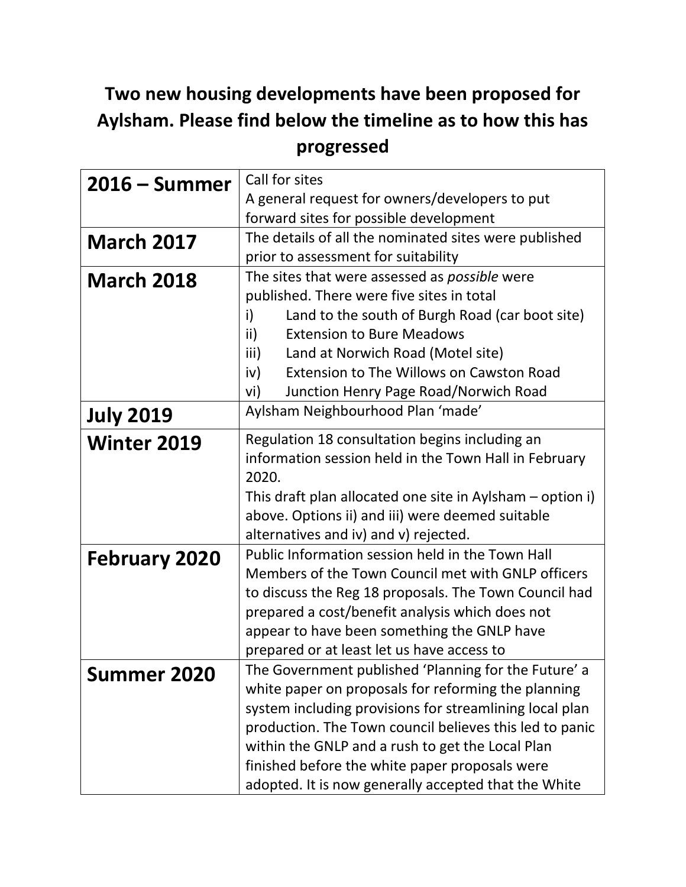# Two new housing developments have been proposed for Aylsham. Please find below the timeline as to how this has progressed

| | |
|---|---|
| **2016 – Summer** | Call for sites<br>A general request for owners/developers to put forward sites for possible development |
| **March 2017** | The details of all the nominated sites were published prior to assessment for suitability |
| **March 2018** | The sites that were assessed as *possible* were published. There were five sites in total<br>i) Land to the south of Burgh Road (car boot site)<br>ii) Extension to Bure Meadows<br>iii) Land at Norwich Road (Motel site)<br>iv) Extension to The Willows on Cawston Road<br>vi) Junction Henry Page Road/Norwich Road |
| **July 2019** | Aylsham Neighbourhood Plan 'made' |
| **Winter 2019** | Regulation 18 consultation begins including an information session held in the Town Hall in February 2020.<br>This draft plan allocated one site in Aylsham – option i) above. Options ii) and iii) were deemed suitable alternatives and iv) and v) rejected. |
| **February 2020** | Public Information session held in the Town Hall Members of the Town Council met with GNLP officers to discuss the Reg 18 proposals. The Town Council had prepared a cost/benefit analysis which does not appear to have been something the GNLP have prepared or at least let us have access to |
| **Summer 2020** | The Government published 'Planning for the Future' a white paper on proposals for reforming the planning system including provisions for streamlining local plan production. The Town council believes this led to panic within the GNLP and a rush to get the Local Plan finished before the white paper proposals were adopted. It is now generally accepted that the White |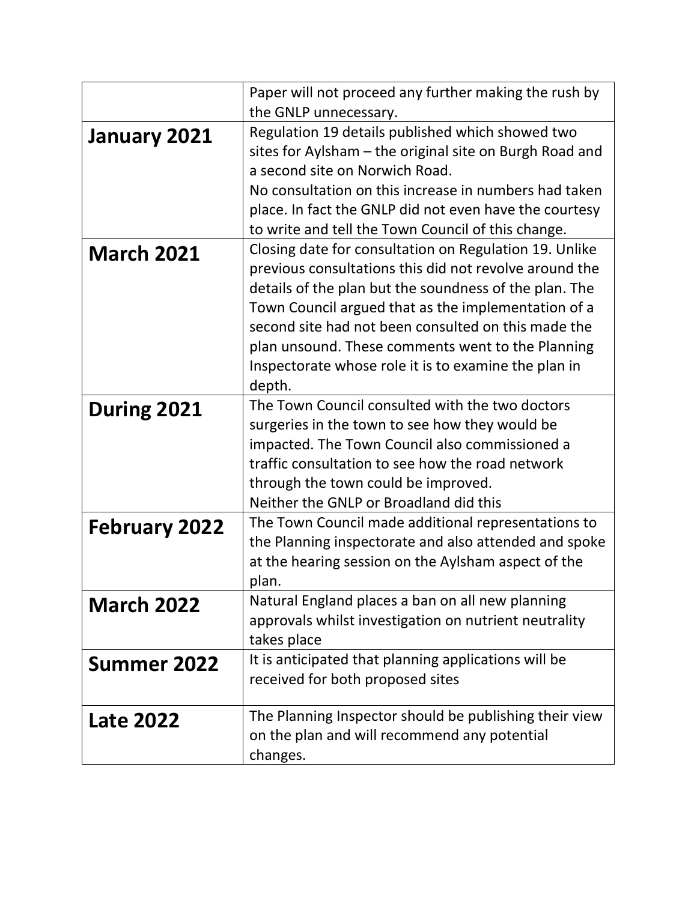| | |
|---|---|
| | Paper will not proceed any further making the rush by the GNLP unnecessary. |
| **January 2021** | Regulation 19 details published which showed two sites for Aylsham – the original site on Burgh Road and a second site on Norwich Road.<br>No consultation on this increase in numbers had taken place. In fact the GNLP did not even have the courtesy to write and tell the Town Council of this change. |
| **March 2021** | Closing date for consultation on Regulation 19. Unlike previous consultations this did not revolve around the details of the plan but the soundness of the plan. The Town Council argued that as the implementation of a second site had not been consulted on this made the plan unsound. These comments went to the Planning Inspectorate whose role it is to examine the plan in depth. |
| **During 2021** | The Town Council consulted with the two doctors surgeries in the town to see how they would be impacted. The Town Council also commissioned a traffic consultation to see how the road network through the town could be improved.<br>Neither the GNLP or Broadland did this |
| **February 2022** | The Town Council made additional representations to the Planning inspectorate and also attended and spoke at the hearing session on the Aylsham aspect of the plan. |
| **March 2022** | Natural England places a ban on all new planning approvals whilst investigation on nutrient neutrality takes place |
| **Summer 2022** | It is anticipated that planning applications will be received for both proposed sites |
| **Late 2022** | The Planning Inspector should be publishing their view on the plan and will recommend any potential changes. |